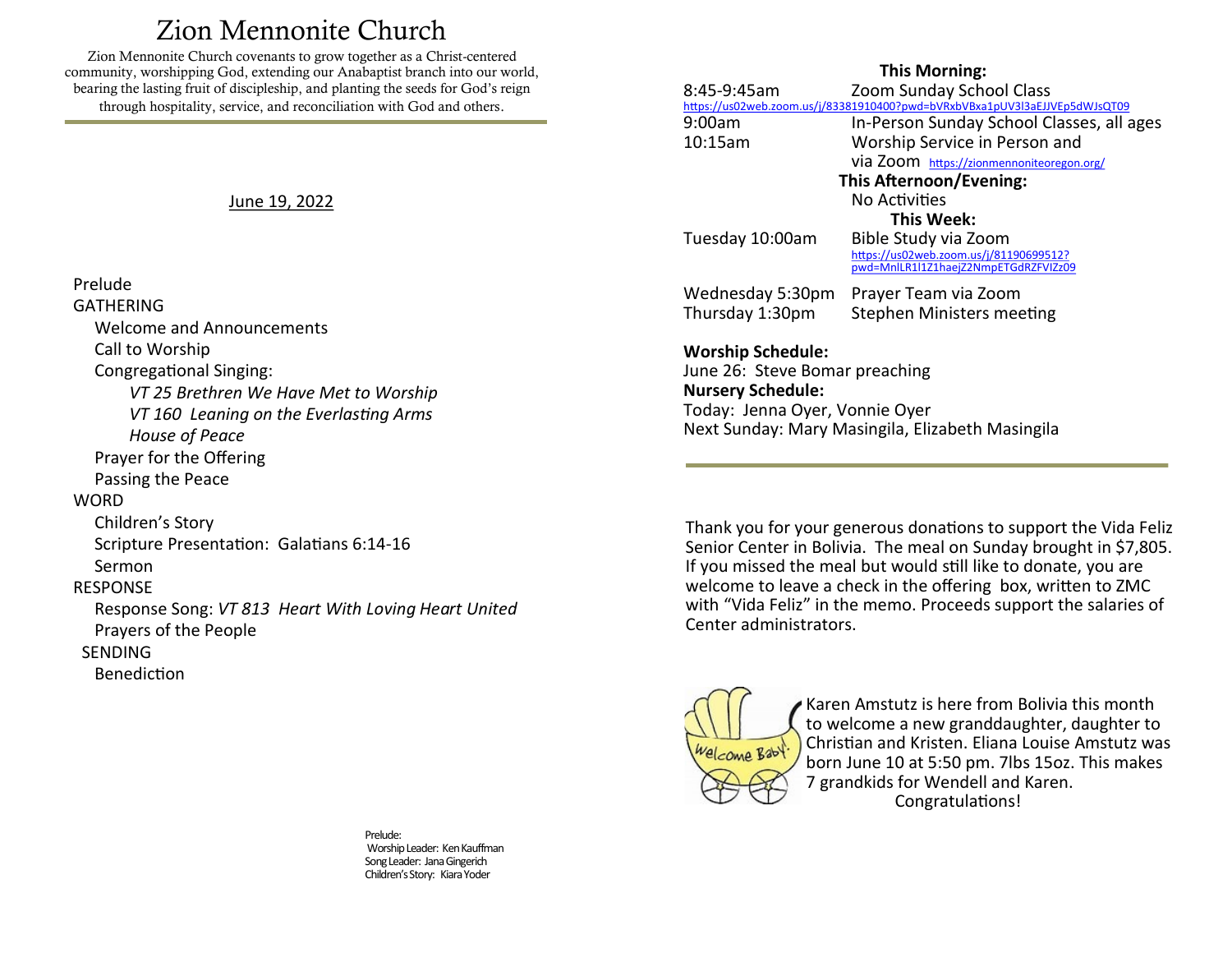# Zion Mennonite Church

Zion Mennonite Church covenants to grow together as a Christ-centered community, worshipping God, extending our Anabaptist branch into our world, bearing the lasting fruit of discipleship, and planting the seeds for God's reign through hospitality, service, and reconciliation with God and others.

June 19, 2022

Prelude

GATHERING

- Welcome and Announcements
- Call to Worship
- Congregational Singing:
  - *VT 25 Brethren We Have Met to Worship*
  - *VT 160 Leaning on the Everlasting Arms*
  - *House of Peace*
- Prayer for the Offering
- Passing the Peace

WORD

- Children's Story
- Scripture Presentation: Galatians 6:14-16
- Sermon

RESPONSE

- Response Song: *VT 813 Heart With Loving Heart United*
- Prayers of the People

SENDING

- Benediction

Prelude:
Worship Leader: Ken Kauffman
Song Leader: Jana Gingerich
Children's Story: Kiara Yoder

**This Morning:**

| | |
|---|---|
| 8:45-9:45am | Zoom Sunday School Class https://us02web.zoom.us/j/83381910400?pwd=bVRxbVBxa1pUV3l3aEJJVEp5dWJsQT09 |
| 9:00am | In-Person Sunday School Classes, all ages |
| 10:15am | Worship Service in Person and via Zoom https://zionmennoniteoregon.org/ |

**This Afternoon/Evening:**

No Activities

**This Week:**

| | |
|---|---|
| Tuesday 10:00am | Bible Study via Zoom https://us02web.zoom.us/j/81190699512?pwd=MnlLR1l1Z1haejZ2NmpETGdRZFVIZz09 |
| Wednesday 5:30pm | Prayer Team via Zoom |
| Thursday 1:30pm | Stephen Ministers meeting |

**Worship Schedule:**
June 26: Steve Bomar preaching

**Nursery Schedule:**
Today: Jenna Oyer, Vonnie Oyer
Next Sunday: Mary Masingila, Elizabeth Masingila

Thank you for your generous donations to support the Vida Feliz Senior Center in Bolivia. The meal on Sunday brought in $7,805. If you missed the meal but would still like to donate, you are welcome to leave a check in the offering box, written to ZMC with "Vida Feliz" in the memo. Proceeds support the salaries of Center administrators.

Karen Amstutz is here from Bolivia this month to welcome a new granddaughter, daughter to Christian and Kristen. Eliana Louise Amstutz was born June 10 at 5:50 pm. 7lbs 15oz. This makes 7 grandkids for Wendell and Karen.
Congratulations!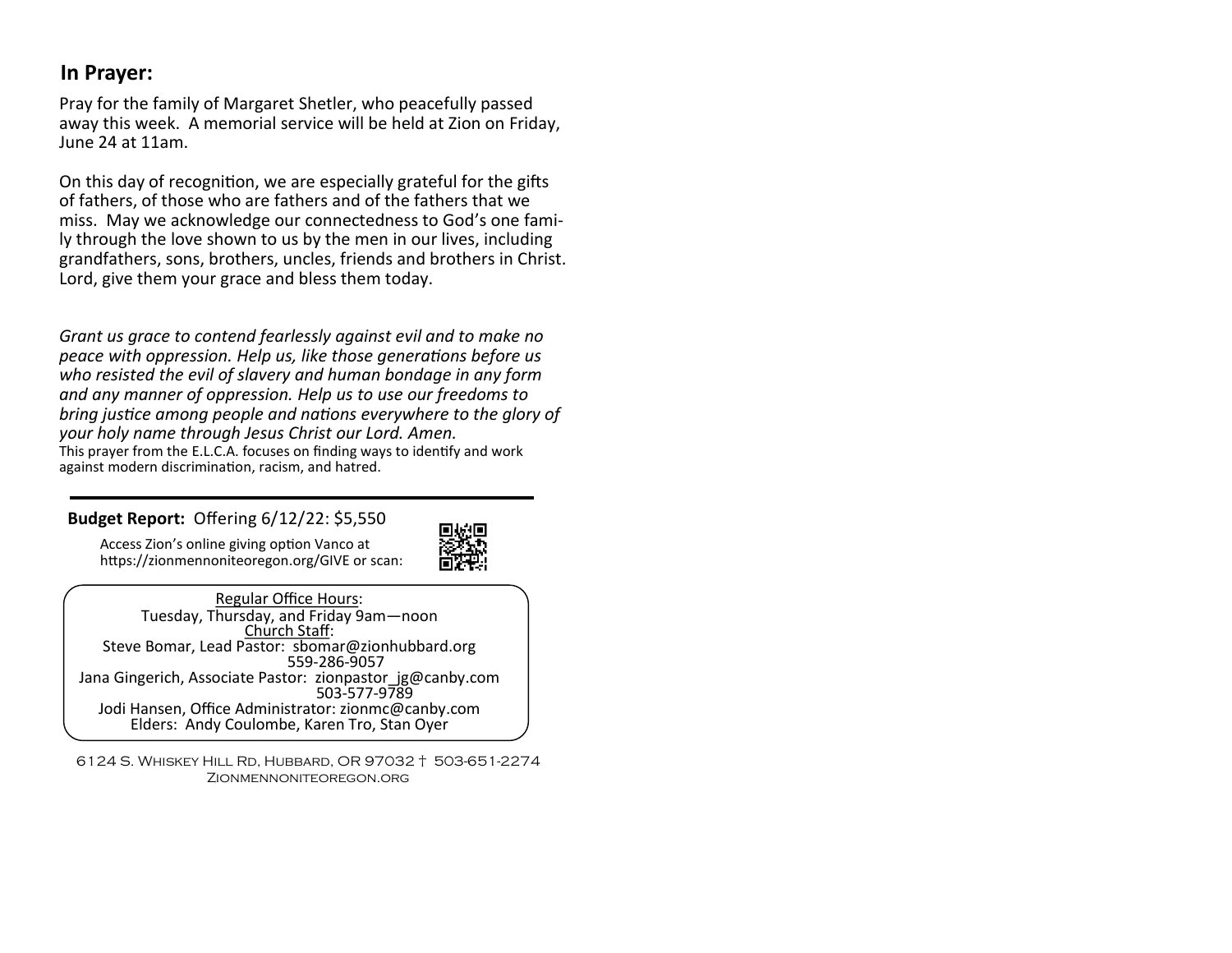## In Prayer:

Pray for the family of Margaret Shetler, who peacefully passed away this week. A memorial service will be held at Zion on Friday, June 24 at 11am.

On this day of recognition, we are especially grateful for the gifts of fathers, of those who are fathers and of the fathers that we miss. May we acknowledge our connectedness to God's one family through the love shown to us by the men in our lives, including grandfathers, sons, brothers, uncles, friends and brothers in Christ. Lord, give them your grace and bless them today.

*Grant us grace to contend fearlessly against evil and to make no peace with oppression. Help us, like those generations before us who resisted the evil of slavery and human bondage in any form and any manner of oppression. Help us to use our freedoms to bring justice among people and nations everywhere to the glory of your holy name through Jesus Christ our Lord. Amen.*
This prayer from the E.L.C.A. focuses on finding ways to identify and work against modern discrimination, racism, and hatred.

---

**Budget Report:** Offering 6/12/22: $5,550

Access Zion's online giving option Vanco at https://zionmennoniteoregon.org/GIVE or scan:

Regular Office Hours:
Tuesday, Thursday, and Friday 9am—noon

Church Staff:
Steve Bomar, Lead Pastor: sbomar@zionhubbard.org
559-286-9057
Jana Gingerich, Associate Pastor: zionpastor_jg@canby.com
503-577-9789
Jodi Hansen, Office Administrator: zionmc@canby.com
Elders: Andy Coulombe, Karen Tro, Stan Oyer

6124 S. Whiskey Hill Rd, Hubbard, OR 97032 † 503-651-2274
Zionmennoniteoregon.org